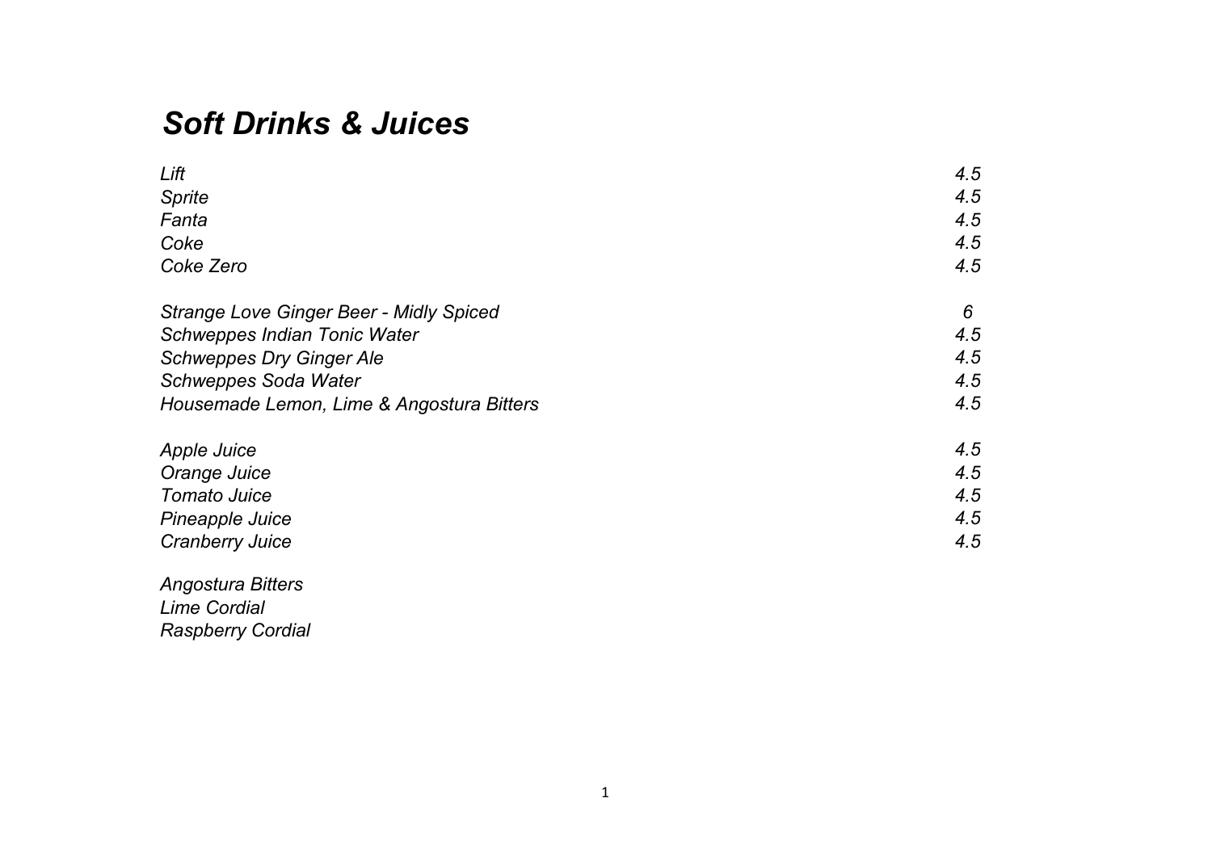# *Soft Drinks & Juices*

| | |
|---|---|
| *Lift* | *4.5* |
| *Sprite* | *4.5* |
| *Fanta* | *4.5* |
| *Coke* | *4.5* |
| *Coke Zero* | *4.5* |
| | |
| *Strange Love Ginger Beer - Midly Spiced* | *6* |
| *Schweppes Indian Tonic Water* | *4.5* |
| *Schweppes Dry Ginger Ale* | *4.5* |
| *Schweppes Soda Water* | *4.5* |
| *Housemade Lemon, Lime & Angostura Bitters* | *4.5* |
| | |
| *Apple Juice* | *4.5* |
| *Orange Juice* | *4.5* |
| *Tomato Juice* | *4.5* |
| *Pineapple Juice* | *4.5* |
| *Cranberry Juice* | *4.5* |

*Angostura Bitters*
*Lime Cordial*
*Raspberry Cordial*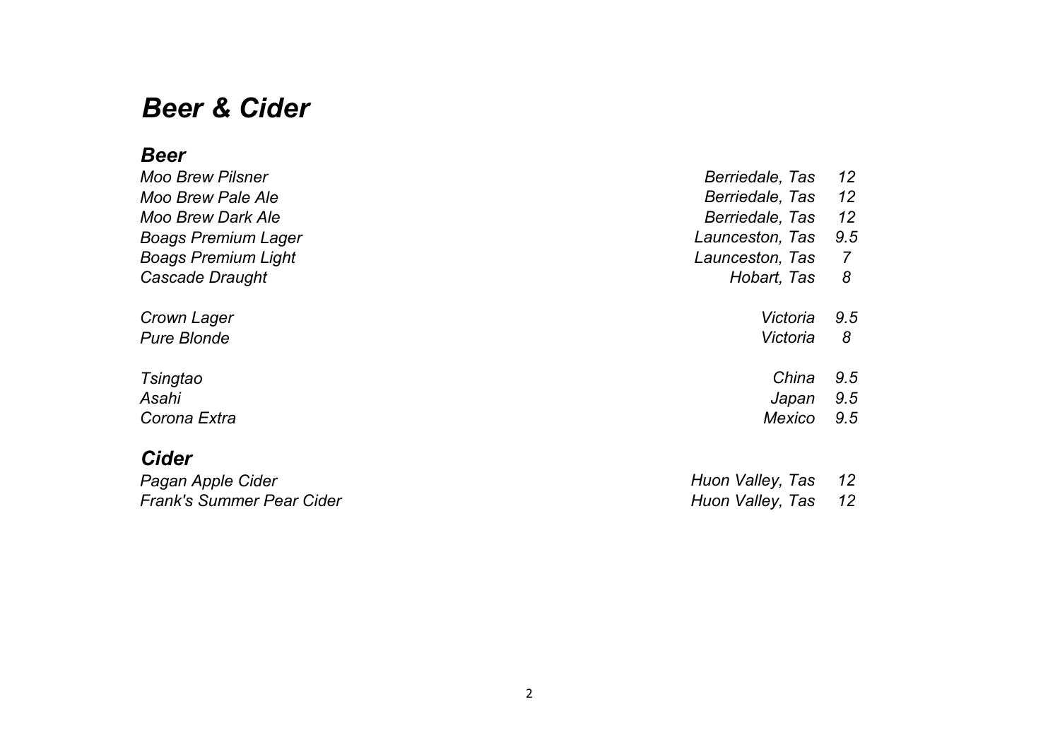# *Beer & Cider*

## *Beer*

| | | |
|---|---|---|
| *Moo Brew Pilsner* | *Berriedale, Tas* | *12* |
| *Moo Brew Pale Ale* | *Berriedale, Tas* | *12* |
| *Moo Brew Dark Ale* | *Berriedale, Tas* | *12* |
| *Boags Premium Lager* | *Launceston, Tas* | *9.5* |
| *Boags Premium Light* | *Launceston, Tas* | *7* |
| *Cascade Draught* | *Hobart, Tas* | *8* |
| | | |
| *Crown Lager* | *Victoria* | *9.5* |
| *Pure Blonde* | *Victoria* | *8* |
| | | |
| *Tsingtao* | *China* | *9.5* |
| *Asahi* | *Japan* | *9.5* |
| *Corona Extra* | *Mexico* | *9.5* |

## *Cider*

| | | |
|---|---|---|
| *Pagan Apple Cider* | *Huon Valley, Tas* | *12* |
| *Frank's Summer Pear Cider* | *Huon Valley, Tas* | *12* |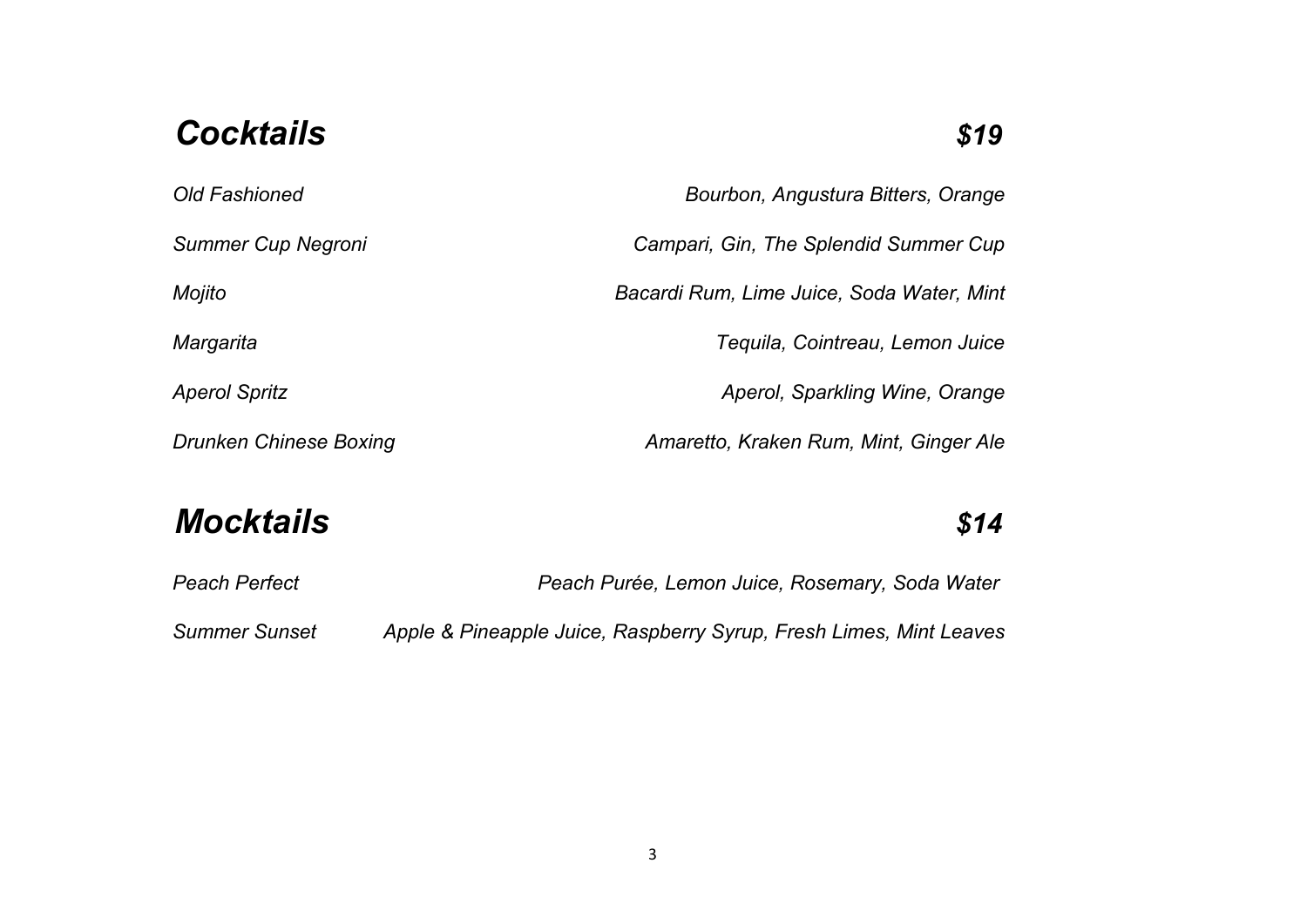## *Cocktails* *$19*

| | |
|---|---|
| *Old Fashioned* | *Bourbon, Angustura Bitters, Orange* |
| *Summer Cup Negroni* | *Campari, Gin, The Splendid Summer Cup* |
| *Mojito* | *Bacardi Rum, Lime Juice, Soda Water, Mint* |
| *Margarita* | *Tequila, Cointreau, Lemon Juice* |
| *Aperol Spritz* | *Aperol, Sparkling Wine, Orange* |
| *Drunken Chinese Boxing* | *Amaretto, Kraken Rum, Mint, Ginger Ale* |

## *Mocktails* *$14*

| | |
|---|---|
| *Peach Perfect* | *Peach Purée, Lemon Juice, Rosemary, Soda Water* |
| *Summer Sunset* | *Apple & Pineapple Juice, Raspberry Syrup, Fresh Limes, Mint Leaves* |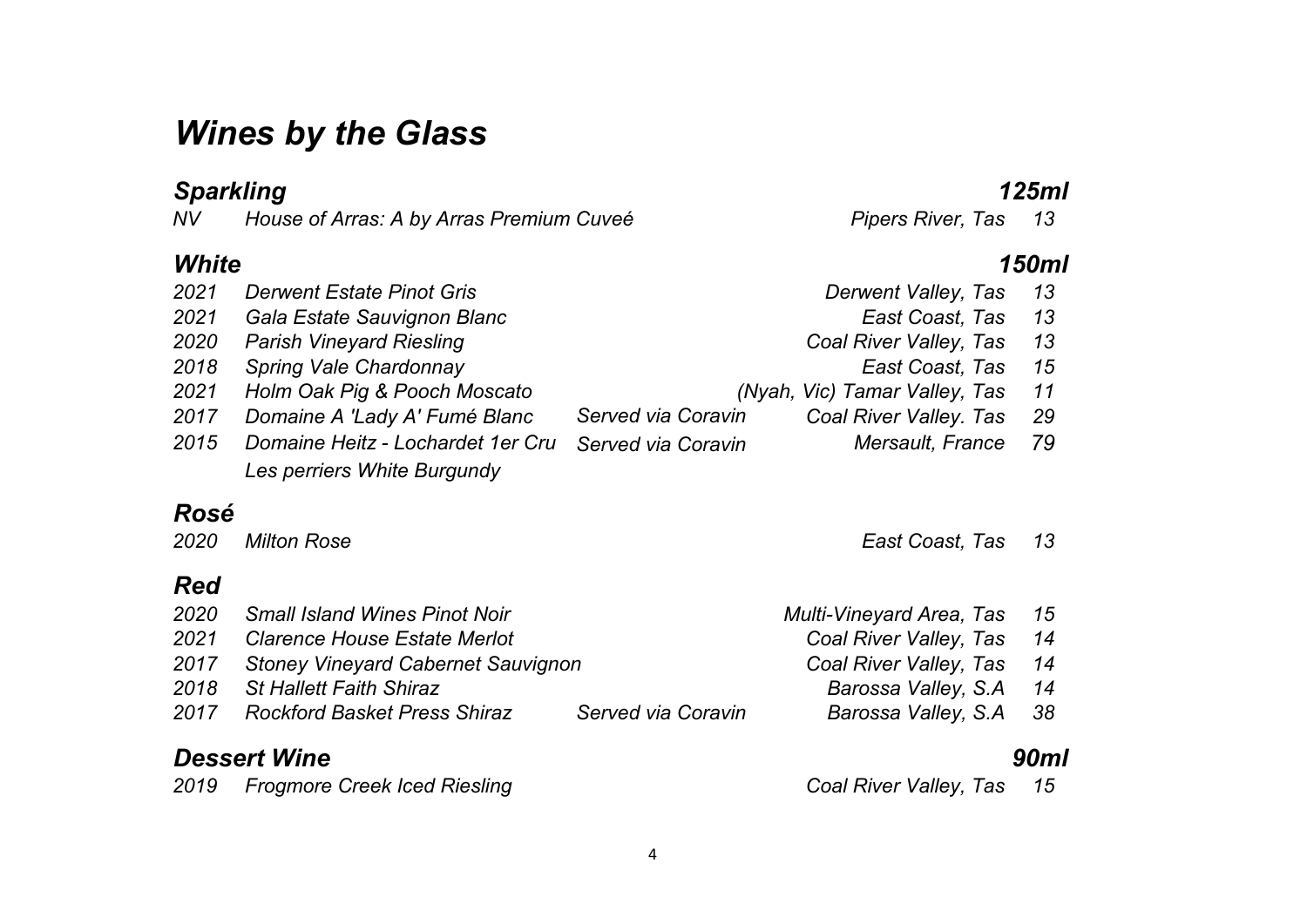# *Wines by the Glass*

## *Sparkling* — *125ml*

| Year | Wine | Service | Region | Price |
|---|---|---|---|---|
| *NV* | *House of Arras: A by Arras Premium Cuveé* | | *Pipers River, Tas* | *13* |

## *White* — *150ml*

| Year | Wine | Service | Region | Price |
|---|---|---|---|---|
| *2021* | *Derwent Estate Pinot Gris* | | *Derwent Valley, Tas* | *13* |
| *2021* | *Gala Estate Sauvignon Blanc* | | *East Coast, Tas* | *13* |
| *2020* | *Parish Vineyard Riesling* | | *Coal River Valley, Tas* | *13* |
| *2018* | *Spring Vale Chardonnay* | | *East Coast, Tas* | *15* |
| *2021* | *Holm Oak Pig & Pooch Moscato* | | *(Nyah, Vic) Tamar Valley, Tas* | *11* |
| *2017* | *Domaine A 'Lady A' Fumé Blanc* | *Served via Coravin* | *Coal River Valley. Tas* | *29* |
| *2015* | *Domaine Heitz - Lochardet 1er Cru Les perriers White Burgundy* | *Served via Coravin* | *Mersault, France* | *79* |

## *Rosé*

| Year | Wine | Service | Region | Price |
|---|---|---|---|---|
| *2020* | *Milton Rose* | | *East Coast, Tas* | *13* |

## *Red*

| Year | Wine | Service | Region | Price |
|---|---|---|---|---|
| *2020* | *Small Island Wines Pinot Noir* | | *Multi-Vineyard Area, Tas* | *15* |
| *2021* | *Clarence House Estate Merlot* | | *Coal River Valley, Tas* | *14* |
| *2017* | *Stoney Vineyard Cabernet Sauvignon* | | *Coal River Valley, Tas* | *14* |
| *2018* | *St Hallett Faith Shiraz* | | *Barossa Valley, S.A* | *14* |
| *2017* | *Rockford Basket Press Shiraz* | *Served via Coravin* | *Barossa Valley, S.A* | *38* |

## *Dessert Wine* — *90ml*

| Year | Wine | Service | Region | Price |
|---|---|---|---|---|
| *2019* | *Frogmore Creek Iced Riesling* | | *Coal River Valley, Tas* | *15* |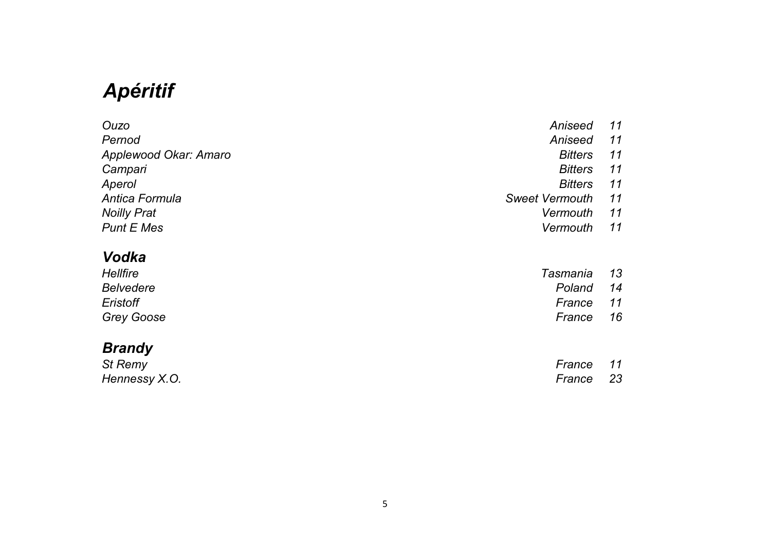# *Apéritif*

| | | |
|---|---|---|
| *Ouzo* | *Aniseed* | *11* |
| *Pernod* | *Aniseed* | *11* |
| *Applewood Okar: Amaro* | *Bitters* | *11* |
| *Campari* | *Bitters* | *11* |
| *Aperol* | *Bitters* | *11* |
| *Antica Formula* | *Sweet Vermouth* | *11* |
| *Noilly Prat* | *Vermouth* | *11* |
| *Punt E Mes* | *Vermouth* | *11* |

## *Vodka*

| | | |
|---|---|---|
| *Hellfire* | *Tasmania* | *13* |
| *Belvedere* | *Poland* | *14* |
| *Eristoff* | *France* | *11* |
| *Grey Goose* | *France* | *16* |

## *Brandy*

| | | |
|---|---|---|
| *St Remy* | *France* | *11* |
| *Hennessy X.O.* | *France* | *23* |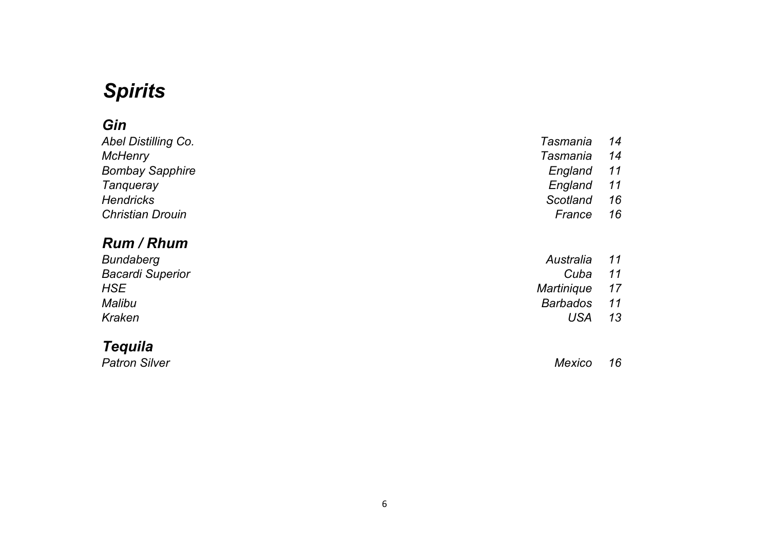# *Spirits*

## *Gin*

| | | |
|---|---|---|
| *Abel Distilling Co.* | *Tasmania* | *14* |
| *McHenry* | *Tasmania* | *14* |
| *Bombay Sapphire* | *England* | *11* |
| *Tanqueray* | *England* | *11* |
| *Hendricks* | *Scotland* | *16* |
| *Christian Drouin* | *France* | *16* |

## *Rum / Rhum*

| | | |
|---|---|---|
| *Bundaberg* | *Australia* | *11* |
| *Bacardi Superior* | *Cuba* | *11* |
| *HSE* | *Martinique* | *17* |
| *Malibu* | *Barbados* | *11* |
| *Kraken* | *USA* | *13* |

## *Tequila*

| | | |
|---|---|---|
| *Patron Silver* | *Mexico* | *16* |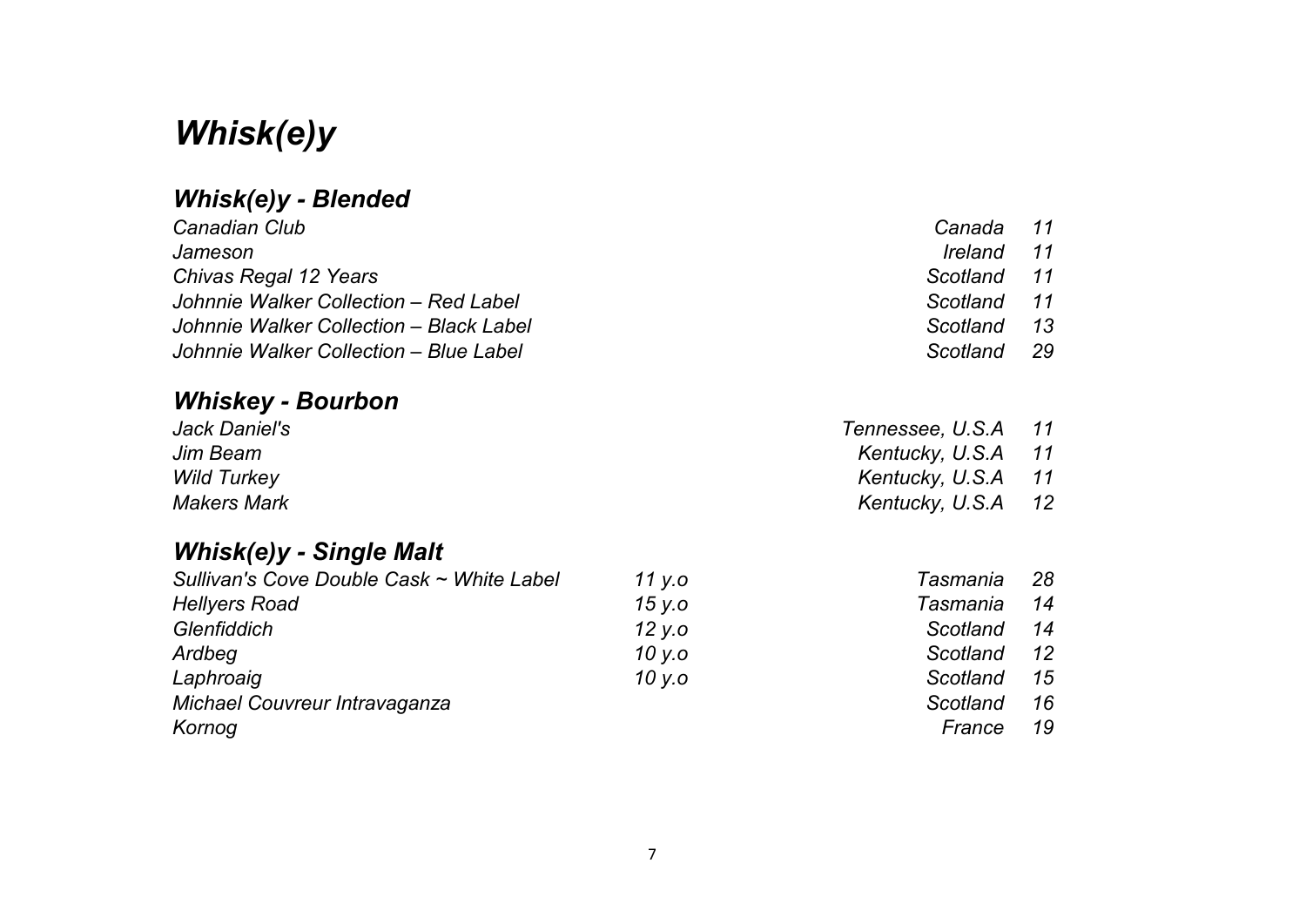# *Whisk(e)y*

## *Whisk(e)y - Blended*

| Name | | Origin | Price |
|---|---|---|---|
| *Canadian Club* | | *Canada* | *11* |
| *Jameson* | | *Ireland* | *11* |
| *Chivas Regal 12 Years* | | *Scotland* | *11* |
| *Johnnie Walker Collection – Red Label* | | *Scotland* | *11* |
| *Johnnie Walker Collection – Black Label* | | *Scotland* | *13* |
| *Johnnie Walker Collection – Blue Label* | | *Scotland* | *29* |

## *Whiskey - Bourbon*

| Name | | Origin | Price |
|---|---|---|---|
| *Jack Daniel's* | | *Tennessee, U.S.A* | *11* |
| *Jim Beam* | | *Kentucky, U.S.A* | *11* |
| *Wild Turkey* | | *Kentucky, U.S.A* | *11* |
| *Makers Mark* | | *Kentucky, U.S.A* | *12* |

## *Whisk(e)y - Single Malt*

| Name | Age | Origin | Price |
|---|---|---|---|
| *Sullivan's Cove Double Cask ~ White Label* | *11 y.o* | *Tasmania* | *28* |
| *Hellyers Road* | *15 y.o* | *Tasmania* | *14* |
| *Glenfiddich* | *12 y.o* | *Scotland* | *14* |
| *Ardbeg* | *10 y.o* | *Scotland* | *12* |
| *Laphroaig* | *10 y.o* | *Scotland* | *15* |
| *Michael Couvreur Intravaganza* | | *Scotland* | *16* |
| *Kornog* | | *France* | *19* |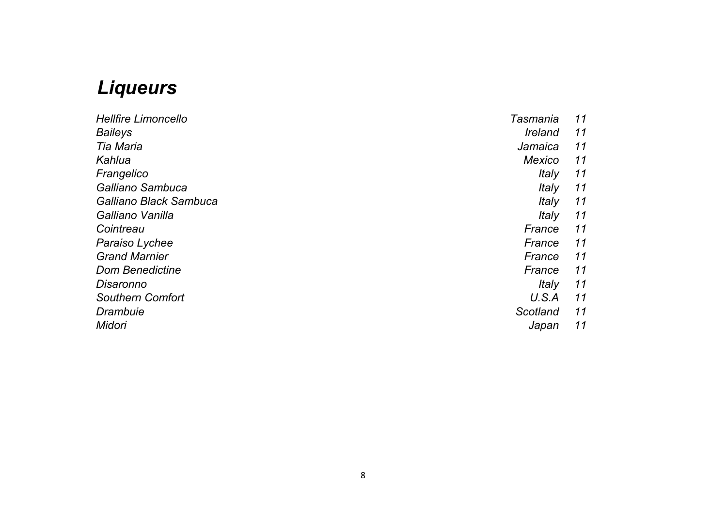# *Liqueurs*

| | | |
|---|---|---|
| *Hellfire Limoncello* | *Tasmania* | *11* |
| *Baileys* | *Ireland* | *11* |
| *Tia Maria* | *Jamaica* | *11* |
| *Kahlua* | *Mexico* | *11* |
| *Frangelico* | *Italy* | *11* |
| *Galliano Sambuca* | *Italy* | *11* |
| *Galliano Black Sambuca* | *Italy* | *11* |
| *Galliano Vanilla* | *Italy* | *11* |
| *Cointreau* | *France* | *11* |
| *Paraiso Lychee* | *France* | *11* |
| *Grand Marnier* | *France* | *11* |
| *Dom Benedictine* | *France* | *11* |
| *Disaronno* | *Italy* | *11* |
| *Southern Comfort* | *U.S.A* | *11* |
| *Drambuie* | *Scotland* | *11* |
| *Midori* | *Japan* | *11* |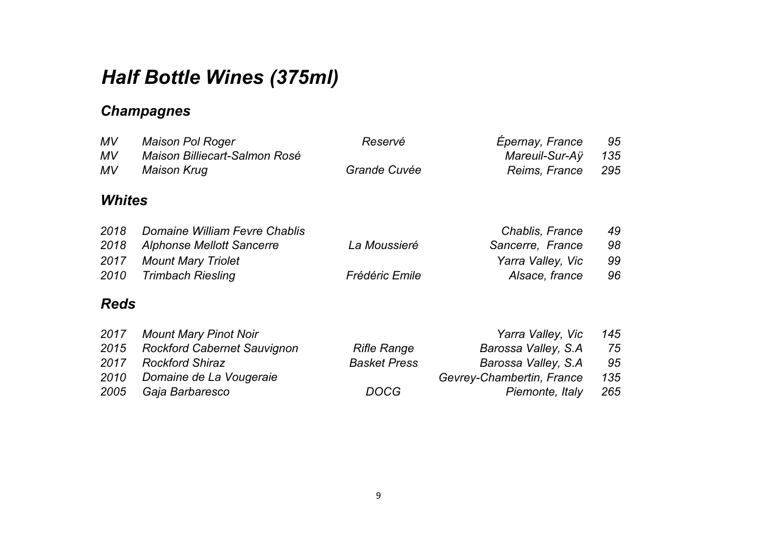# *Half Bottle Wines (375ml)*

## *Champagnes*

| | | | | |
|---|---|---|---|---|
| *MV* | *Maison Pol Roger* | *Reservé* | *Épernay, France* | *95* |
| *MV* | *Maison Billiecart-Salmon Rosé* | | *Mareuil-Sur-Aÿ* | *135* |
| *MV* | *Maison Krug* | *Grande Cuvée* | *Reims, France* | *295* |

## *Whites*

| | | | | |
|---|---|---|---|---|
| *2018* | *Domaine William Fevre Chablis* | | *Chablis, France* | *49* |
| *2018* | *Alphonse Mellott Sancerre* | *La Moussieré* | *Sancerre, France* | *98* |
| *2017* | *Mount Mary Triolet* | | *Yarra Valley, Vic* | *99* |
| *2010* | *Trimbach Riesling* | *Frédéric Emile* | *Alsace, france* | *96* |

## *Reds*

| | | | | |
|---|---|---|---|---|
| *2017* | *Mount Mary Pinot Noir* | | *Yarra Valley, Vic* | *145* |
| *2015* | *Rockford Cabernet Sauvignon* | *Rifle Range* | *Barossa Valley, S.A* | *75* |
| *2017* | *Rockford Shiraz* | *Basket Press* | *Barossa Valley, S.A* | *95* |
| *2010* | *Domaine de La Vougeraie* | | *Gevrey-Chambertin, France* | *135* |
| *2005* | *Gaja Barbaresco* | *DOCG* | *Piemonte, Italy* | *265* |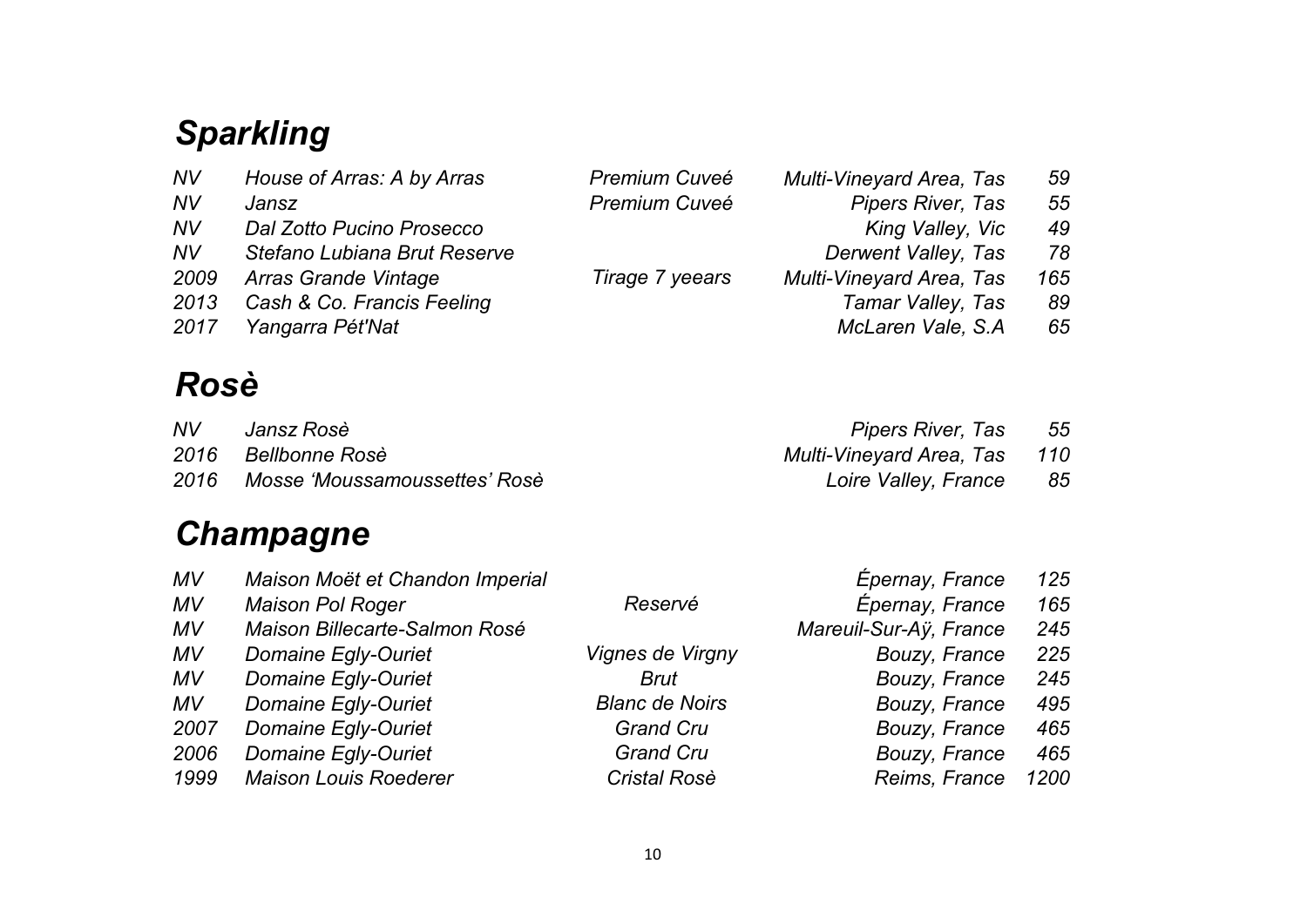## *Sparkling*

| | | | | |
|---|---|---|---|---|
| *NV* | *House of Arras: A by Arras* | *Premium Cuveé* | *Multi-Vineyard Area, Tas* | *59* |
| *NV* | *Jansz* | *Premium Cuveé* | *Pipers River, Tas* | *55* |
| *NV* | *Dal Zotto Pucino Prosecco* | | *King Valley, Vic* | *49* |
| *NV* | *Stefano Lubiana Brut Reserve* | | *Derwent Valley, Tas* | *78* |
| *2009* | *Arras Grande Vintage* | *Tirage 7 yeears* | *Multi-Vineyard Area, Tas* | *165* |
| *2013* | *Cash & Co. Francis Feeling* | | *Tamar Valley, Tas* | *89* |
| *2017* | *Yangarra Pét'Nat* | | *McLaren Vale, S.A* | *65* |

## *Rosè*

| | | | | |
|---|---|---|---|---|
| *NV* | *Jansz Rosè* | | *Pipers River, Tas* | *55* |
| *2016* | *Bellbonne Rosè* | | *Multi-Vineyard Area, Tas* | *110* |
| *2016* | *Mosse 'Moussamoussettes' Rosè* | | *Loire Valley, France* | *85* |

## *Champagne*

| | | | | |
|---|---|---|---|---|
| *MV* | *Maison Moët et Chandon Imperial* | | *Épernay, France* | *125* |
| *MV* | *Maison Pol Roger* | *Reservé* | *Épernay, France* | *165* |
| *MV* | *Maison Billecarte-Salmon Rosé* | | *Mareuil-Sur-Aÿ, France* | *245* |
| *MV* | *Domaine Egly-Ouriet* | *Vignes de Virgny* | *Bouzy, France* | *225* |
| *MV* | *Domaine Egly-Ouriet* | *Brut* | *Bouzy, France* | *245* |
| *MV* | *Domaine Egly-Ouriet* | *Blanc de Noirs* | *Bouzy, France* | *495* |
| *2007* | *Domaine Egly-Ouriet* | *Grand Cru* | *Bouzy, France* | *465* |
| *2006* | *Domaine Egly-Ouriet* | *Grand Cru* | *Bouzy, France* | *465* |
| *1999* | *Maison Louis Roederer* | *Cristal Rosè* | *Reims, France* | *1200* |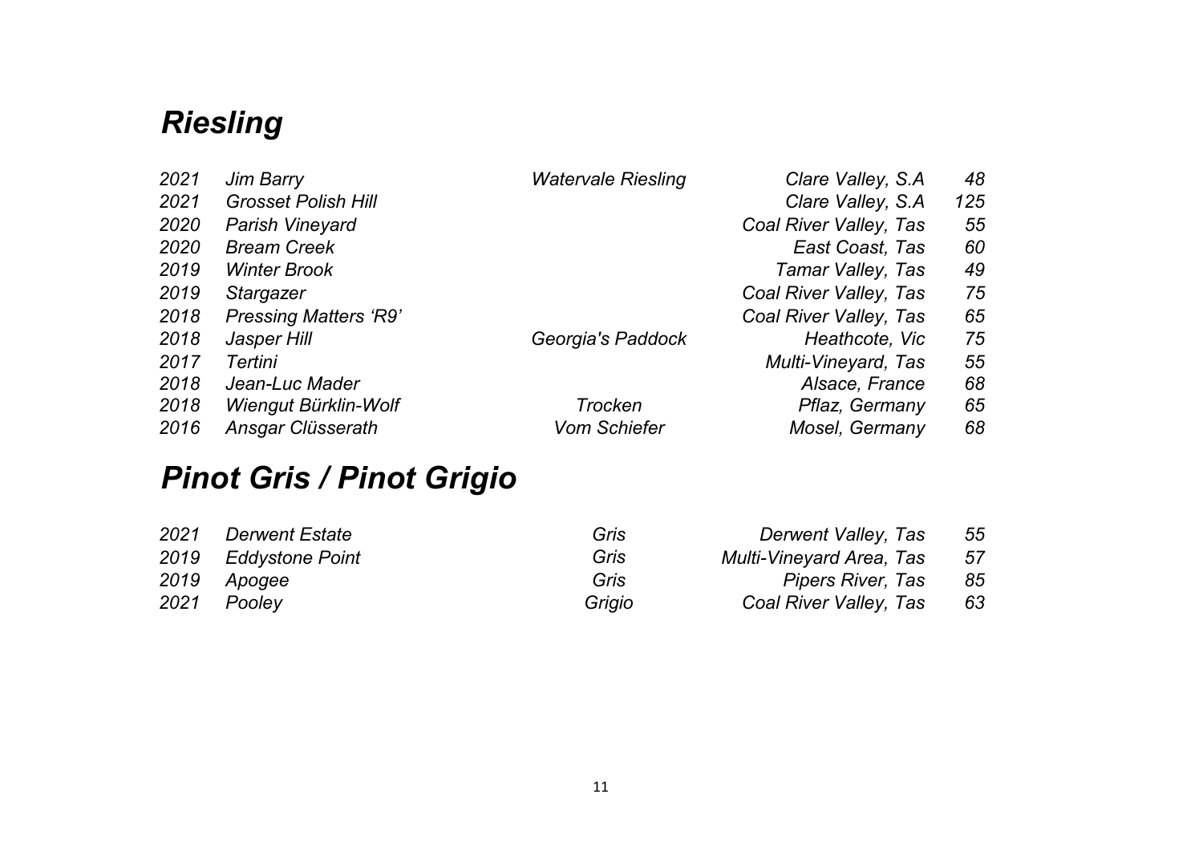# *Riesling*

| | | | | |
|---|---|---|---|---|
| *2021* | *Jim Barry* | *Watervale Riesling* | *Clare Valley, S.A* | *48* |
| *2021* | *Grosset Polish Hill* | | *Clare Valley, S.A* | *125* |
| *2020* | *Parish Vineyard* | | *Coal River Valley, Tas* | *55* |
| *2020* | *Bream Creek* | | *East Coast, Tas* | *60* |
| *2019* | *Winter Brook* | | *Tamar Valley, Tas* | *49* |
| *2019* | *Stargazer* | | *Coal River Valley, Tas* | *75* |
| *2018* | *Pressing Matters 'R9'* | | *Coal River Valley, Tas* | *65* |
| *2018* | *Jasper Hill* | *Georgia's Paddock* | *Heathcote, Vic* | *75* |
| *2017* | *Tertini* | | *Multi-Vineyard, Tas* | *55* |
| *2018* | *Jean-Luc Mader* | | *Alsace, France* | *68* |
| *2018* | *Wiengut Bürklin-Wolf* | *Trocken* | *Pflaz, Germany* | *65* |
| *2016* | *Ansgar Clüsserath* | *Vom Schiefer* | *Mosel, Germany* | *68* |

# *Pinot Gris / Pinot Grigio*

| | | | | |
|---|---|---|---|---|
| *2021* | *Derwent Estate* | *Gris* | *Derwent Valley, Tas* | *55* |
| *2019* | *Eddystone Point* | *Gris* | *Multi-Vineyard Area, Tas* | *57* |
| *2019* | *Apogee* | *Gris* | *Pipers River, Tas* | *85* |
| *2021* | *Pooley* | *Grigio* | *Coal River Valley, Tas* | *63* |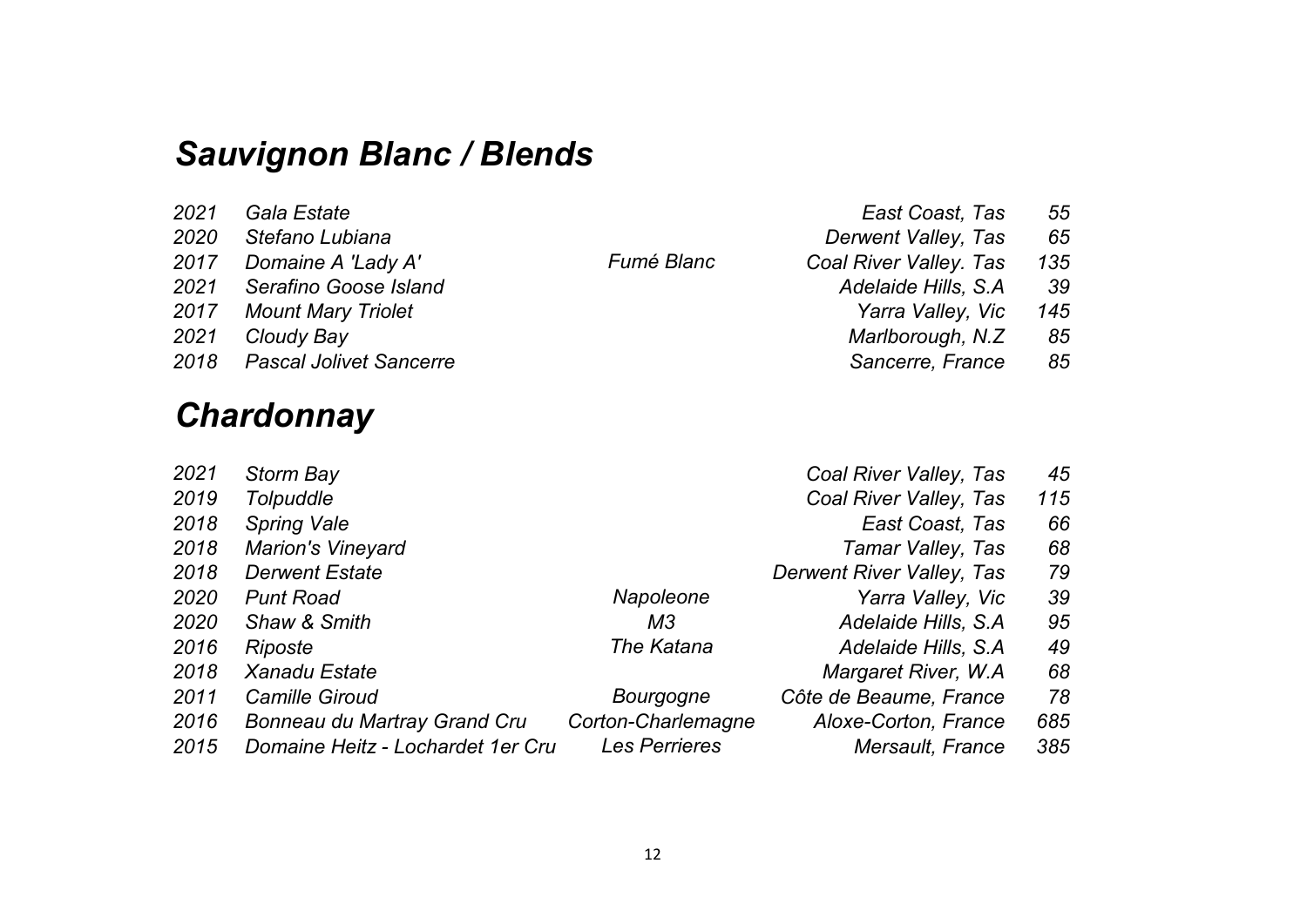## *Sauvignon Blanc / Blends*

| | | | | |
|---|---|---|---|---|
| *2021* | *Gala Estate* | | *East Coast, Tas* | *55* |
| *2020* | *Stefano Lubiana* | | *Derwent Valley, Tas* | *65* |
| *2017* | *Domaine A 'Lady A'* | *Fumé Blanc* | *Coal River Valley. Tas* | *135* |
| *2021* | *Serafino Goose Island* | | *Adelaide Hills, S.A* | *39* |
| *2017* | *Mount Mary Triolet* | | *Yarra Valley, Vic* | *145* |
| *2021* | *Cloudy Bay* | | *Marlborough, N.Z* | *85* |
| *2018* | *Pascal Jolivet Sancerre* | | *Sancerre, France* | *85* |

## *Chardonnay*

| | | | | |
|---|---|---|---|---|
| *2021* | *Storm Bay* | | *Coal River Valley, Tas* | *45* |
| *2019* | *Tolpuddle* | | *Coal River Valley, Tas* | *115* |
| *2018* | *Spring Vale* | | *East Coast, Tas* | *66* |
| *2018* | *Marion's Vineyard* | | *Tamar Valley, Tas* | *68* |
| *2018* | *Derwent Estate* | | *Derwent River Valley, Tas* | *79* |
| *2020* | *Punt Road* | *Napoleone* | *Yarra Valley, Vic* | *39* |
| *2020* | *Shaw & Smith* | *M3* | *Adelaide Hills, S.A* | *95* |
| *2016* | *Riposte* | *The Katana* | *Adelaide Hills, S.A* | *49* |
| *2018* | *Xanadu Estate* | | *Margaret River, W.A* | *68* |
| *2011* | *Camille Giroud* | *Bourgogne* | *Côte de Beaume, France* | *78* |
| *2016* | *Bonneau du Martray Grand Cru* | *Corton-Charlemagne* | *Aloxe-Corton, France* | *685* |
| *2015* | *Domaine Heitz - Lochardet 1er Cru* | *Les Perrieres* | *Mersault, France* | *385* |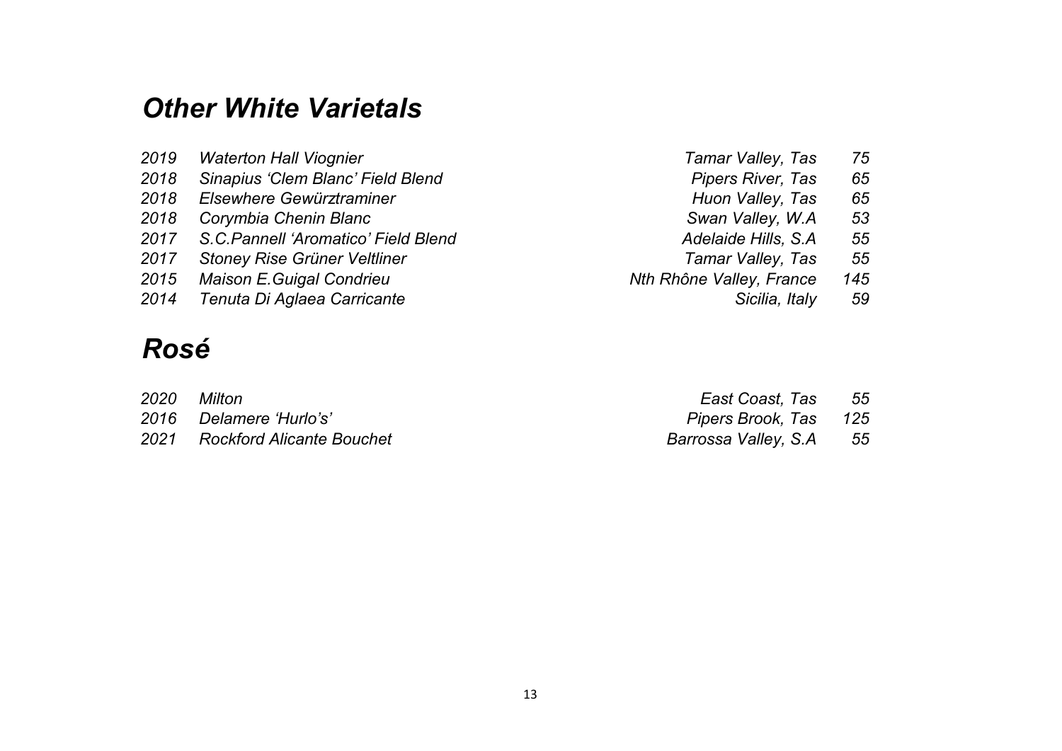# *Other White Varietals*

| | | | |
|---|---|---|---|
| *2019* | *Waterton Hall Viognier* | *Tamar Valley, Tas* | *75* |
| *2018* | *Sinapius 'Clem Blanc' Field Blend* | *Pipers River, Tas* | *65* |
| *2018* | *Elsewhere Gewürztraminer* | *Huon Valley, Tas* | *65* |
| *2018* | *Corymbia Chenin Blanc* | *Swan Valley, W.A* | *53* |
| *2017* | *S.C.Pannell 'Aromatico' Field Blend* | *Adelaide Hills, S.A* | *55* |
| *2017* | *Stoney Rise Grüner Veltliner* | *Tamar Valley, Tas* | *55* |
| *2015* | *Maison E.Guigal Condrieu* | *Nth Rhône Valley, France* | *145* |
| *2014* | *Tenuta Di Aglaea Carricante* | *Sicilia, Italy* | *59* |

# *Rosé*

| | | | |
|---|---|---|---|
| *2020* | *Milton* | *East Coast, Tas* | *55* |
| *2016* | *Delamere 'Hurlo's'* | *Pipers Brook, Tas* | *125* |
| *2021* | *Rockford Alicante Bouchet* | *Barrossa Valley, S.A* | *55* |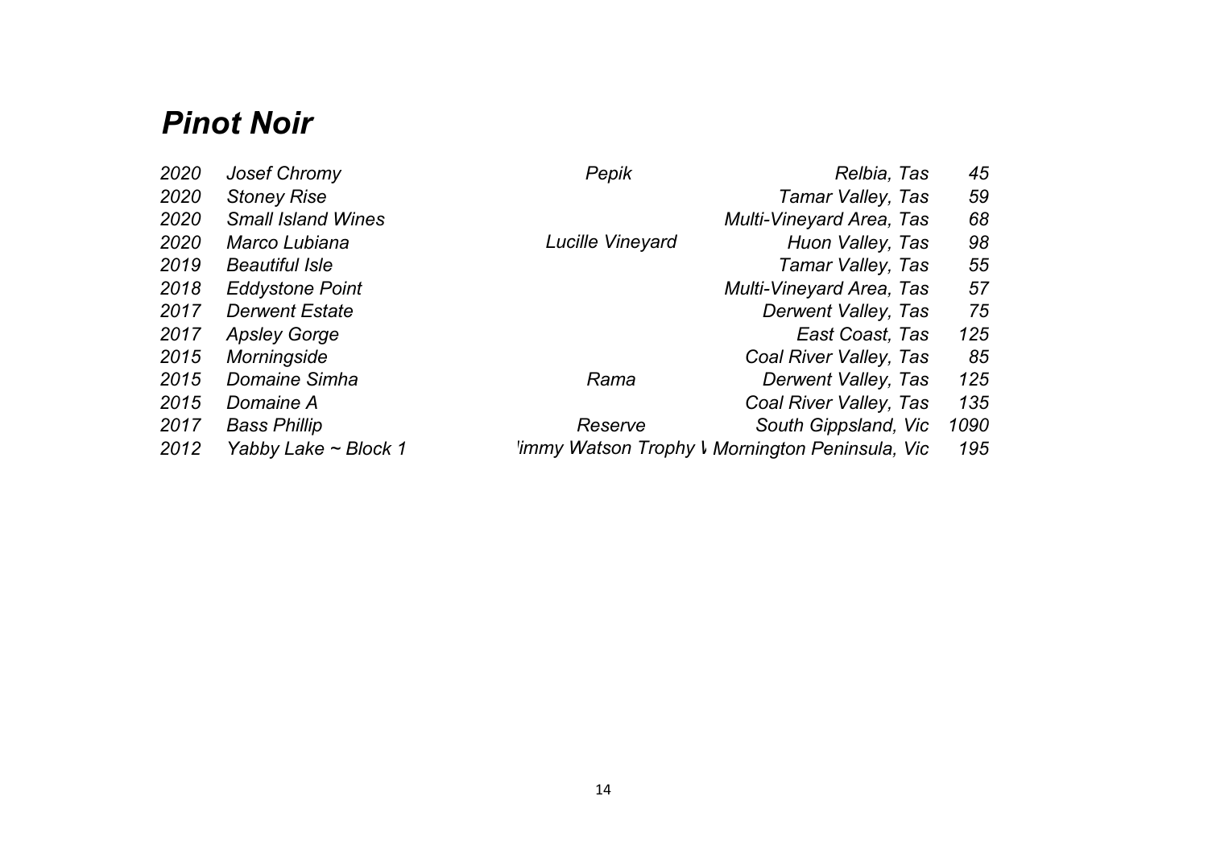# *Pinot Noir*

| | | | | |
|---|---|---|---|---|
| *2020* | *Josef Chromy* | *Pepik* | *Relbia, Tas* | *45* |
| *2020* | *Stoney Rise* | | *Tamar Valley, Tas* | *59* |
| *2020* | *Small Island Wines* | | *Multi-Vineyard Area, Tas* | *68* |
| *2020* | *Marco Lubiana* | *Lucille Vineyard* | *Huon Valley, Tas* | *98* |
| *2019* | *Beautiful Isle* | | *Tamar Valley, Tas* | *55* |
| *2018* | *Eddystone Point* | | *Multi-Vineyard Area, Tas* | *57* |
| *2017* | *Derwent Estate* | | *Derwent Valley, Tas* | *75* |
| *2017* | *Apsley Gorge* | | *East Coast, Tas* | *125* |
| *2015* | *Morningside* | | *Coal River Valley, Tas* | *85* |
| *2015* | *Domaine Simha* | *Rama* | *Derwent Valley, Tas* | *125* |
| *2015* | *Domaine A* | | *Coal River Valley, Tas* | *135* |
| *2017* | *Bass Phillip* | *Reserve* | *South Gippsland, Vic* | *1090* |
| *2012* | *Yabby Lake ~ Block 1* | *Jimmy Watson Trophy W* | *Mornington Peninsula, Vic* | *195* |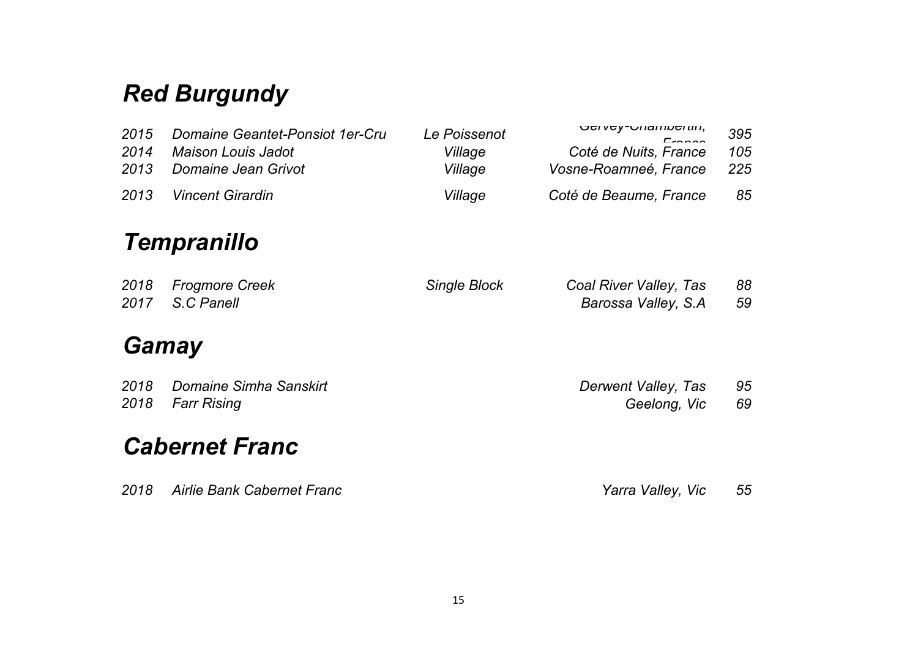# *Red Burgundy*

| | | | | |
|---|---|---|---|---|
| *2015* | *Domaine Geantet-Ponsiot 1er-Cru* | *Le Poissenot* | *Gervey-Chambertin, France* | *395* |
| *2014* | *Maison Louis Jadot* | *Village* | *Coté de Nuits, France* | *105* |
| *2013* | *Domaine Jean Grivot* | *Village* | *Vosne-Roamneé, France* | *225* |
| *2013* | *Vincent Girardin* | *Village* | *Coté de Beaume, France* | *85* |

# *Tempranillo*

| | | | | |
|---|---|---|---|---|
| *2018* | *Frogmore Creek* | *Single Block* | *Coal River Valley, Tas* | *88* |
| *2017* | *S.C Panell* | | *Barossa Valley, S.A* | *59* |

# *Gamay*

| | | | | |
|---|---|---|---|---|
| *2018* | *Domaine Simha Sanskirt* | | *Derwent Valley, Tas* | *95* |
| *2018* | *Farr Rising* | | *Geelong, Vic* | *69* |

# *Cabernet Franc*

| | | | | |
|---|---|---|---|---|
| *2018* | *Airlie Bank Cabernet Franc* | | *Yarra Valley, Vic* | *55* |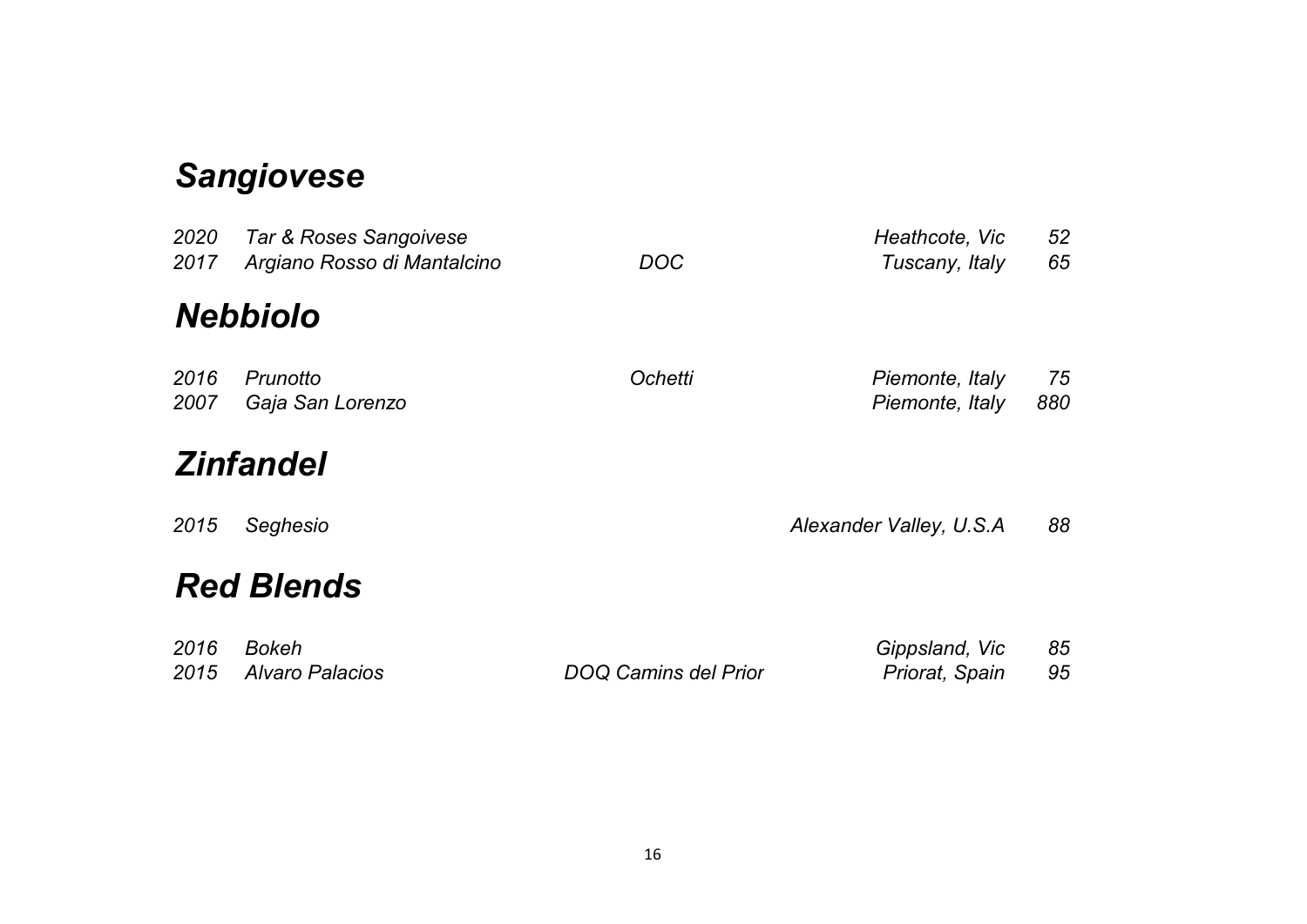## *Sangiovese*

| | | | | |
|---|---|---|---|---|
| *2020* | *Tar & Roses Sangoivese* | | *Heathcote, Vic* | *52* |
| *2017* | *Argiano Rosso di Mantalcino* | *DOC* | *Tuscany, Italy* | *65* |

## *Nebbiolo*

| | | | | |
|---|---|---|---|---|
| *2016* | *Prunotto* | *Ochetti* | *Piemonte, Italy* | *75* |
| *2007* | *Gaja San Lorenzo* | | *Piemonte, Italy* | *880* |

## *Zinfandel*

| | | | | |
|---|---|---|---|---|
| *2015* | *Seghesio* | | *Alexander Valley, U.S.A* | *88* |

## *Red Blends*

| | | | | |
|---|---|---|---|---|
| *2016* | *Bokeh* | | *Gippsland, Vic* | *85* |
| *2015* | *Alvaro Palacios* | *DOQ Camins del Prior* | *Priorat, Spain* | *95* |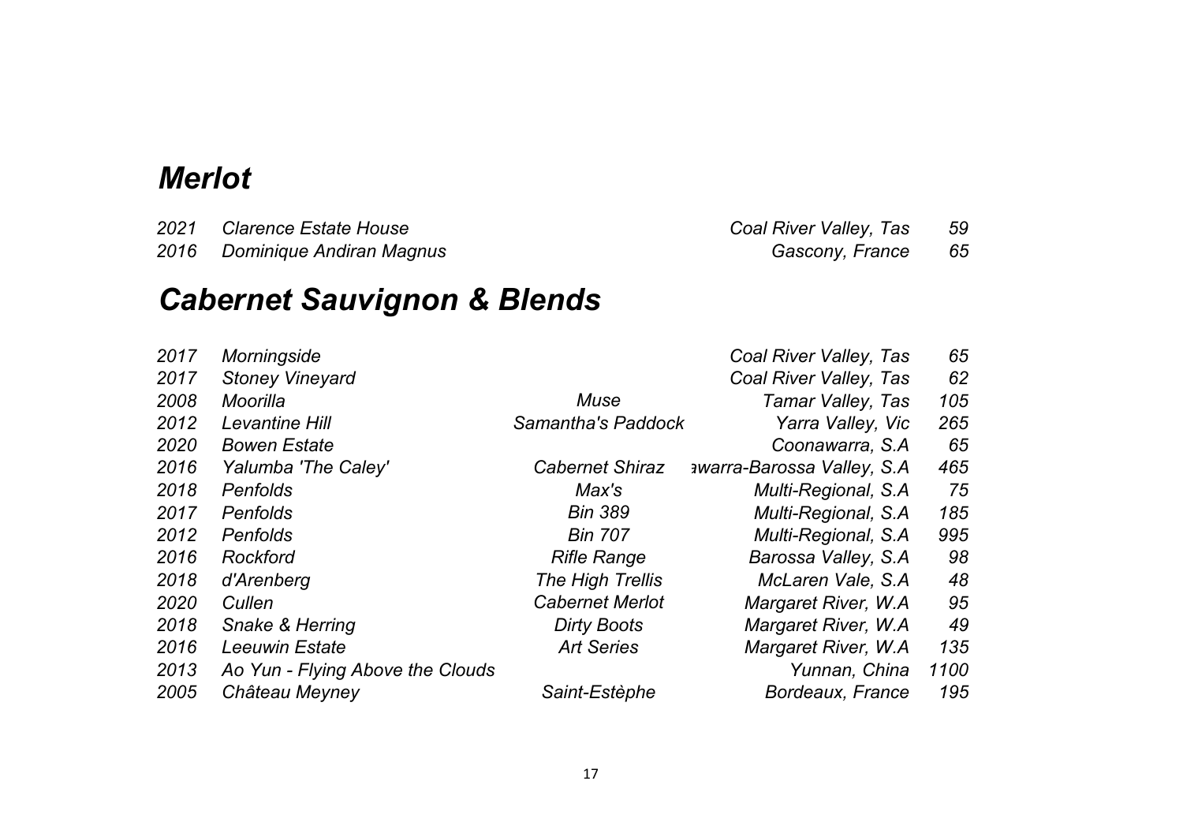# Merlot

| | | | | |
|---|---|---|---|---|
| 2021 | Clarence Estate House | | Coal River Valley, Tas | 59 |
| 2016 | Dominique Andiran Magnus | | Gascony, France | 65 |

# Cabernet Sauvignon & Blends

| | | | | |
|---|---|---|---|---|
| 2017 | Morningside | | Coal River Valley, Tas | 65 |
| 2017 | Stoney Vineyard | | Coal River Valley, Tas | 62 |
| 2008 | Moorilla | Muse | Tamar Valley, Tas | 105 |
| 2012 | Levantine Hill | Samantha's Paddock | Yarra Valley, Vic | 265 |
| 2020 | Bowen Estate | | Coonawarra, S.A | 65 |
| 2016 | Yalumba 'The Caley' | Cabernet Shiraz | awarra-Barossa Valley, S.A | 465 |
| 2018 | Penfolds | Max's | Multi-Regional, S.A | 75 |
| 2017 | Penfolds | Bin 389 | Multi-Regional, S.A | 185 |
| 2012 | Penfolds | Bin 707 | Multi-Regional, S.A | 995 |
| 2016 | Rockford | Rifle Range | Barossa Valley, S.A | 98 |
| 2018 | d'Arenberg | The High Trellis | McLaren Vale, S.A | 48 |
| 2020 | Cullen | Cabernet Merlot | Margaret River, W.A | 95 |
| 2018 | Snake & Herring | Dirty Boots | Margaret River, W.A | 49 |
| 2016 | Leeuwin Estate | Art Series | Margaret River, W.A | 135 |
| 2013 | Ao Yun - Flying Above the Clouds | | Yunnan, China | 1100 |
| 2005 | Château Meyney | Saint-Estèphe | Bordeaux, France | 195 |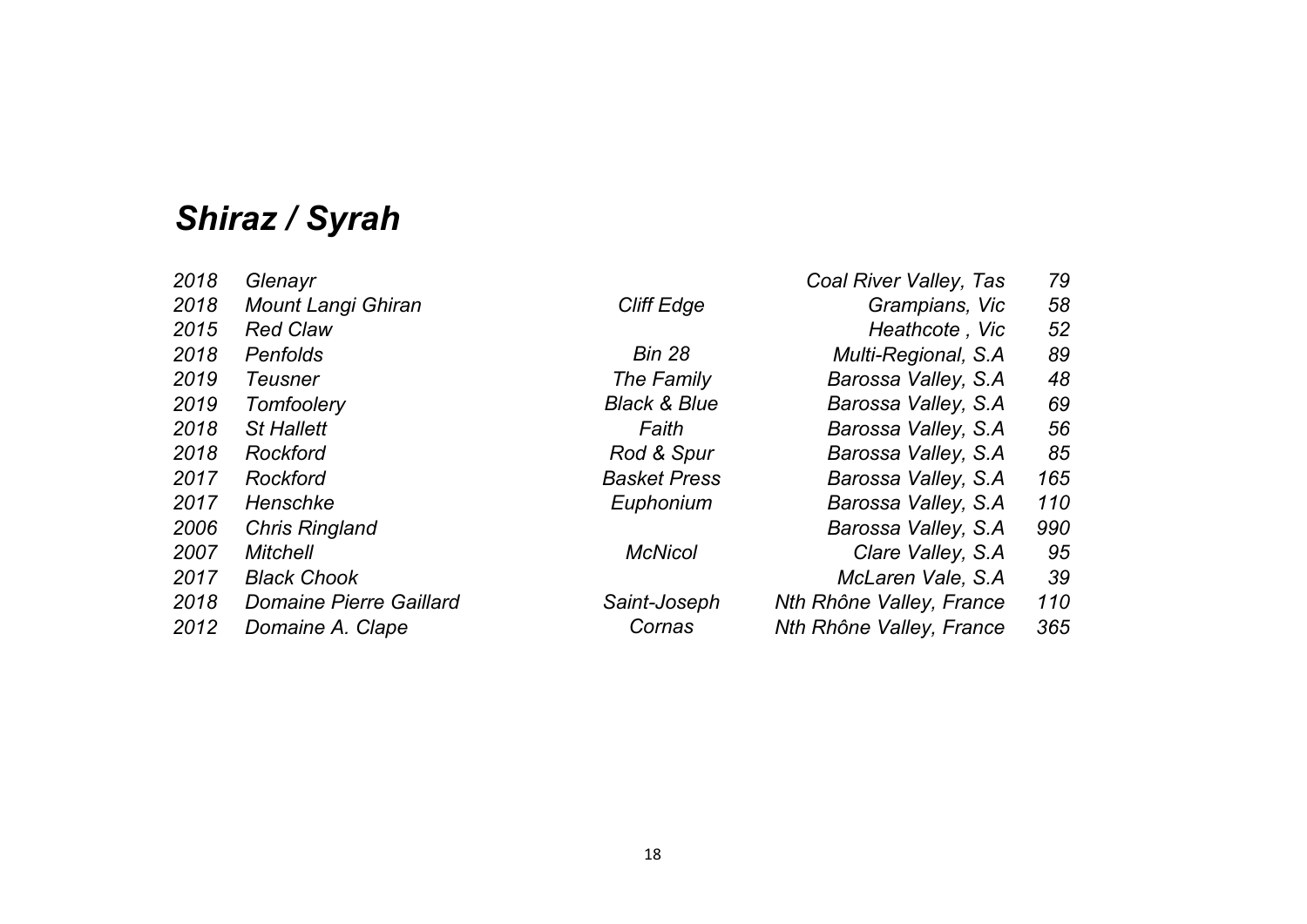# *Shiraz / Syrah*

| | | | | |
|---|---|---|---|---|
| *2018* | *Glenayr* | | *Coal River Valley, Tas* | *79* |
| *2018* | *Mount Langi Ghiran* | *Cliff Edge* | *Grampians, Vic* | *58* |
| *2015* | *Red Claw* | | *Heathcote , Vic* | *52* |
| *2018* | *Penfolds* | *Bin 28* | *Multi-Regional, S.A* | *89* |
| *2019* | *Teusner* | *The Family* | *Barossa Valley, S.A* | *48* |
| *2019* | *Tomfoolery* | *Black & Blue* | *Barossa Valley, S.A* | *69* |
| *2018* | *St Hallett* | *Faith* | *Barossa Valley, S.A* | *56* |
| *2018* | *Rockford* | *Rod & Spur* | *Barossa Valley, S.A* | *85* |
| *2017* | *Rockford* | *Basket Press* | *Barossa Valley, S.A* | *165* |
| *2017* | *Henschke* | *Euphonium* | *Barossa Valley, S.A* | *110* |
| *2006* | *Chris Ringland* | | *Barossa Valley, S.A* | *990* |
| *2007* | *Mitchell* | *McNicol* | *Clare Valley, S.A* | *95* |
| *2017* | *Black Chook* | | *McLaren Vale, S.A* | *39* |
| *2018* | *Domaine Pierre Gaillard* | *Saint-Joseph* | *Nth Rhône Valley, France* | *110* |
| *2012* | *Domaine A. Clape* | *Cornas* | *Nth Rhône Valley, France* | *365* |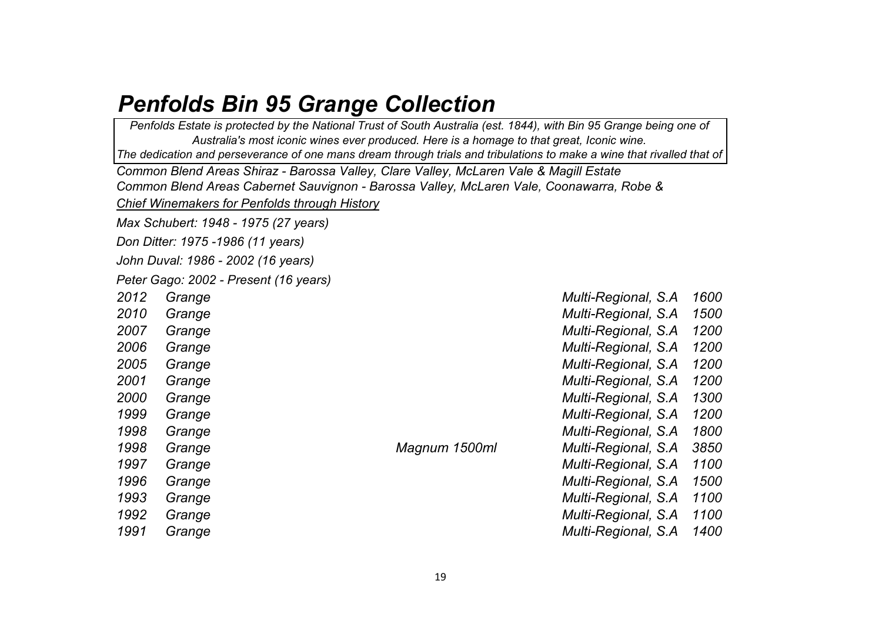# *Penfolds Bin 95 Grange Collection*

*Penfolds Estate is protected by the National Trust of South Australia (est. 1844), with Bin 95 Grange being one of Australia's most iconic wines ever produced. Here is a homage to that great, Iconic wine.*
*The dedication and perseverance of one mans dream through trials and tribulations to make a wine that rivalled that of*

*Common Blend Areas Shiraz - Barossa Valley, Clare Valley, McLaren Vale & Magill Estate*

*Common Blend Areas Cabernet Sauvignon - Barossa Valley, McLaren Vale, Coonawarra, Robe &*

*Chief Winemakers for Penfolds through History*

*Max Schubert: 1948 - 1975 (27 years)*

*Don Ditter: 1975 -1986 (11 years)*

*John Duval: 1986 - 2002 (16 years)*

*Peter Gago: 2002 - Present (16 years)*

| | | | | |
|---|---|---|---|---|
| *2012* | *Grange* | | *Multi-Regional, S.A* | *1600* |
| *2010* | *Grange* | | *Multi-Regional, S.A* | *1500* |
| *2007* | *Grange* | | *Multi-Regional, S.A* | *1200* |
| *2006* | *Grange* | | *Multi-Regional, S.A* | *1200* |
| *2005* | *Grange* | | *Multi-Regional, S.A* | *1200* |
| *2001* | *Grange* | | *Multi-Regional, S.A* | *1200* |
| *2000* | *Grange* | | *Multi-Regional, S.A* | *1300* |
| *1999* | *Grange* | | *Multi-Regional, S.A* | *1200* |
| *1998* | *Grange* | | *Multi-Regional, S.A* | *1800* |
| *1998* | *Grange* | *Magnum 1500ml* | *Multi-Regional, S.A* | *3850* |
| *1997* | *Grange* | | *Multi-Regional, S.A* | *1100* |
| *1996* | *Grange* | | *Multi-Regional, S.A* | *1500* |
| *1993* | *Grange* | | *Multi-Regional, S.A* | *1100* |
| *1992* | *Grange* | | *Multi-Regional, S.A* | *1100* |
| *1991* | *Grange* | | *Multi-Regional, S.A* | *1400* |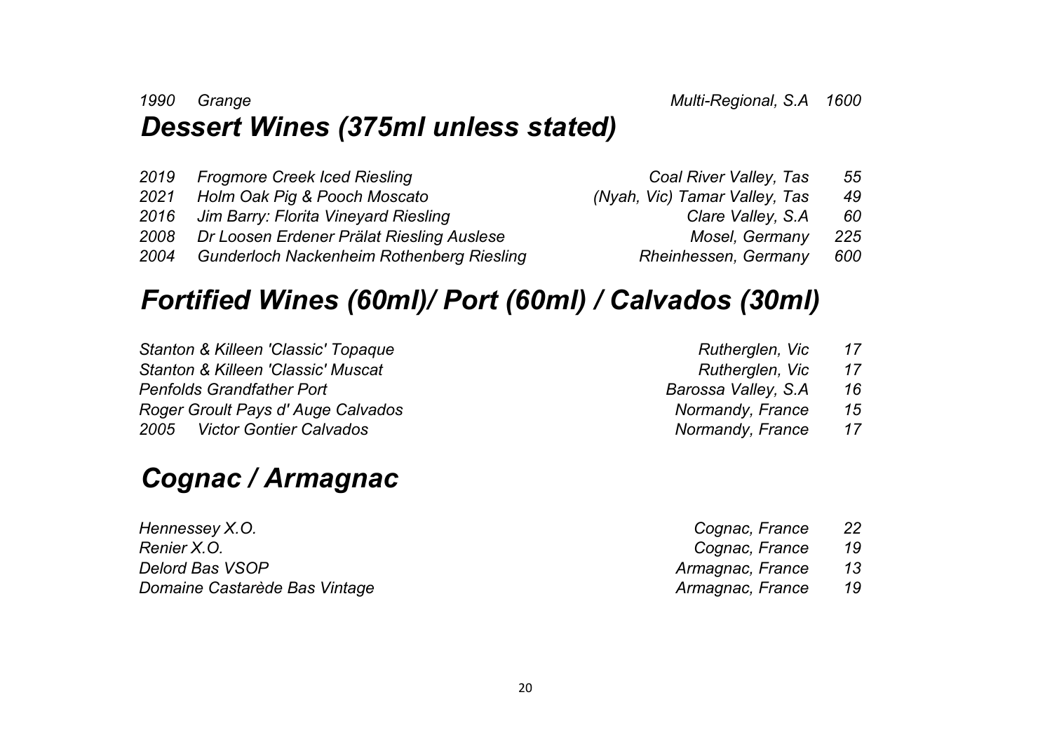*1990 Grange Multi-Regional, S.A 1600*

## *Dessert Wines (375ml unless stated)*

| | | | |
|---|---|---|---|
| *2019* | *Frogmore Creek Iced Riesling* | *Coal River Valley, Tas* | *55* |
| *2021* | *Holm Oak Pig & Pooch Moscato* | *(Nyah, Vic) Tamar Valley, Tas* | *49* |
| *2016* | *Jim Barry: Florita Vineyard Riesling* | *Clare Valley, S.A* | *60* |
| *2008* | *Dr Loosen Erdener Prälat Riesling Auslese* | *Mosel, Germany* | *225* |
| *2004* | *Gunderloch Nackenheim Rothenberg Riesling* | *Rheinhessen, Germany* | *600* |

## *Fortified Wines (60ml)/ Port (60ml) / Calvados (30ml)*

| | | |
|---|---|---|
| *Stanton & Killeen 'Classic' Topaque* | *Rutherglen, Vic* | *17* |
| *Stanton & Killeen 'Classic' Muscat* | *Rutherglen, Vic* | *17* |
| *Penfolds Grandfather Port* | *Barossa Valley, S.A* | *16* |
| *Roger Groult Pays d' Auge Calvados* | *Normandy, France* | *15* |
| *2005 Victor Gontier Calvados* | *Normandy, France* | *17* |

## *Cognac / Armagnac*

| | | |
|---|---|---|
| *Hennessey X.O.* | *Cognac, France* | *22* |
| *Renier X.O.* | *Cognac, France* | *19* |
| *Delord Bas VSOP* | *Armagnac, France* | *13* |
| *Domaine Castarède Bas Vintage* | *Armagnac, France* | *19* |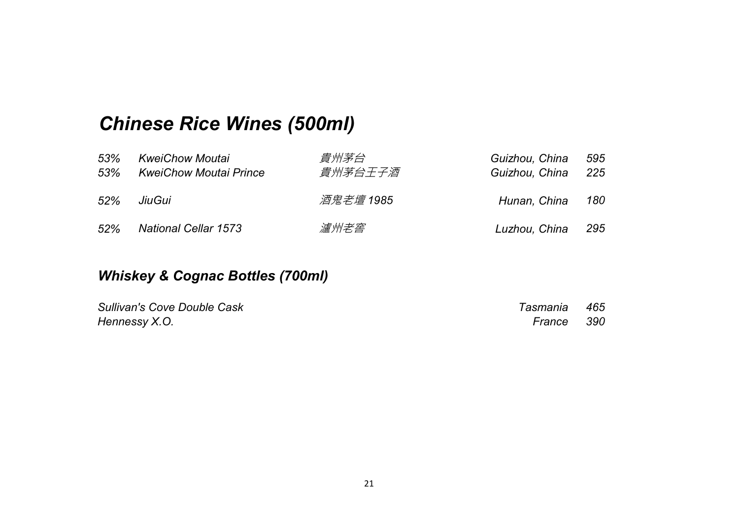## *Chinese Rice Wines (500ml)*

| | | | | |
|---|---|---|---|---|
| *53%* | *KweiChow Moutai* | *貴州茅台* | *Guizhou, China* | *595* |
| *53%* | *KweiChow Moutai Prince* | *貴州茅台王子酒* | *Guizhou, China* | *225* |
| *52%* | *JiuGui* | *酒鬼老壇 1985* | *Hunan, China* | *180* |
| *52%* | *National Cellar 1573* | *瀘州老窖* | *Luzhou, China* | *295* |

### *Whiskey & Cognac Bottles (700ml)*

| | | |
|---|---|---|
| *Sullivan's Cove Double Cask* | *Tasmania* | *465* |
| *Hennessy X.O.* | *France* | *390* |